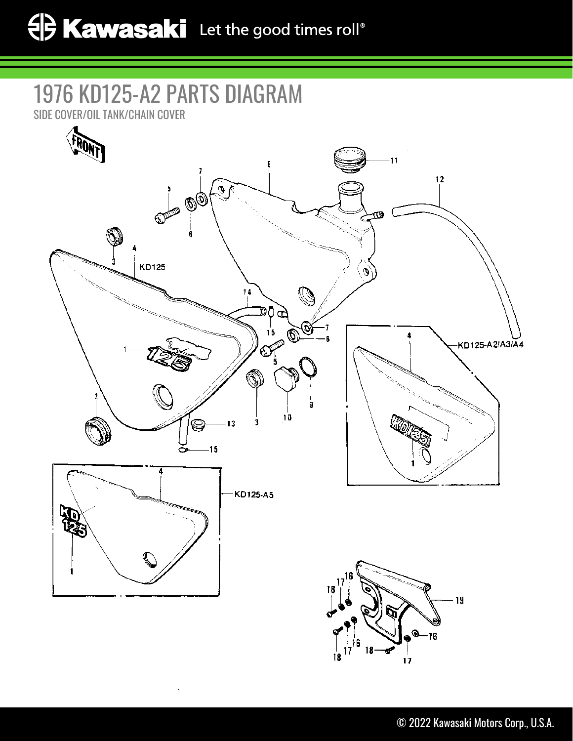# 1976 KD125-A2 PARTS DIAGRAM

SIDE COVER/OIL TANK/CHAIN COVER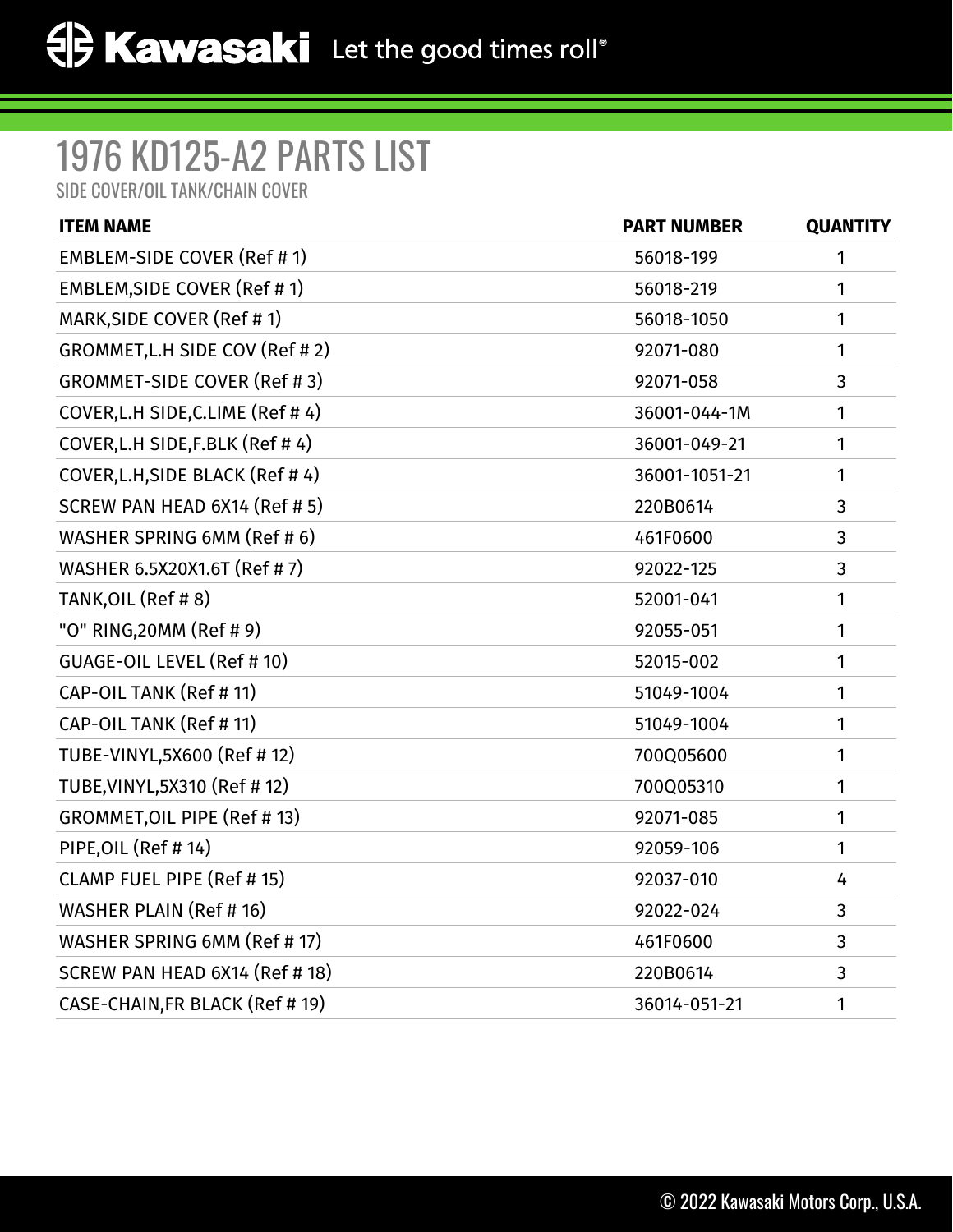# 1976 KD125-A2 PARTS LIST

SIDE COVER/OIL TANK/CHAIN COVER

| ITEM NAME | PART NUMBER | QUANTITY |
|---|---|---|
| EMBLEM-SIDE COVER (Ref # 1) | 56018-199 | 1 |
| EMBLEM,SIDE COVER (Ref # 1) | 56018-219 | 1 |
| MARK,SIDE COVER (Ref # 1) | 56018-1050 | 1 |
| GROMMET,L.H SIDE COV (Ref # 2) | 92071-080 | 1 |
| GROMMET-SIDE COVER (Ref # 3) | 92071-058 | 3 |
| COVER,L.H SIDE,C.LIME (Ref # 4) | 36001-044-1M | 1 |
| COVER,L.H SIDE,F.BLK (Ref # 4) | 36001-049-21 | 1 |
| COVER,L.H,SIDE BLACK (Ref # 4) | 36001-1051-21 | 1 |
| SCREW PAN HEAD 6X14 (Ref # 5) | 220B0614 | 3 |
| WASHER SPRING 6MM (Ref # 6) | 461F0600 | 3 |
| WASHER 6.5X20X1.6T (Ref # 7) | 92022-125 | 3 |
| TANK,OIL (Ref # 8) | 52001-041 | 1 |
| "O" RING,20MM (Ref # 9) | 92055-051 | 1 |
| GUAGE-OIL LEVEL (Ref # 10) | 52015-002 | 1 |
| CAP-OIL TANK (Ref # 11) | 51049-1004 | 1 |
| CAP-OIL TANK (Ref # 11) | 51049-1004 | 1 |
| TUBE-VINYL,5X600 (Ref # 12) | 700Q05600 | 1 |
| TUBE,VINYL,5X310 (Ref # 12) | 700Q05310 | 1 |
| GROMMET,OIL PIPE (Ref # 13) | 92071-085 | 1 |
| PIPE,OIL (Ref # 14) | 92059-106 | 1 |
| CLAMP FUEL PIPE (Ref # 15) | 92037-010 | 4 |
| WASHER PLAIN (Ref # 16) | 92022-024 | 3 |
| WASHER SPRING 6MM (Ref # 17) | 461F0600 | 3 |
| SCREW PAN HEAD 6X14 (Ref # 18) | 220B0614 | 3 |
| CASE-CHAIN,FR BLACK (Ref # 19) | 36014-051-21 | 1 |